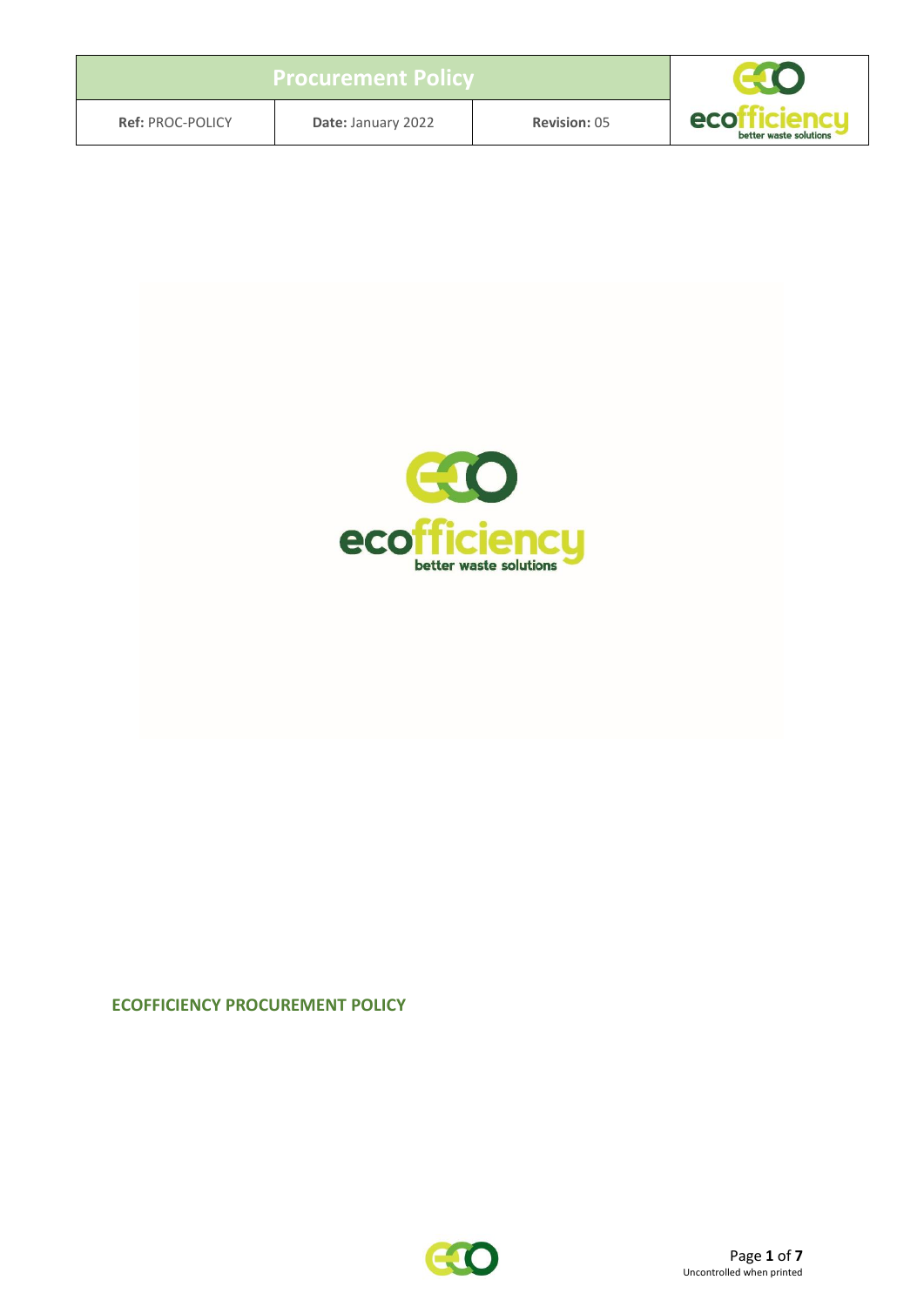# ECOFFICIENCY PROCUREMENT POLICY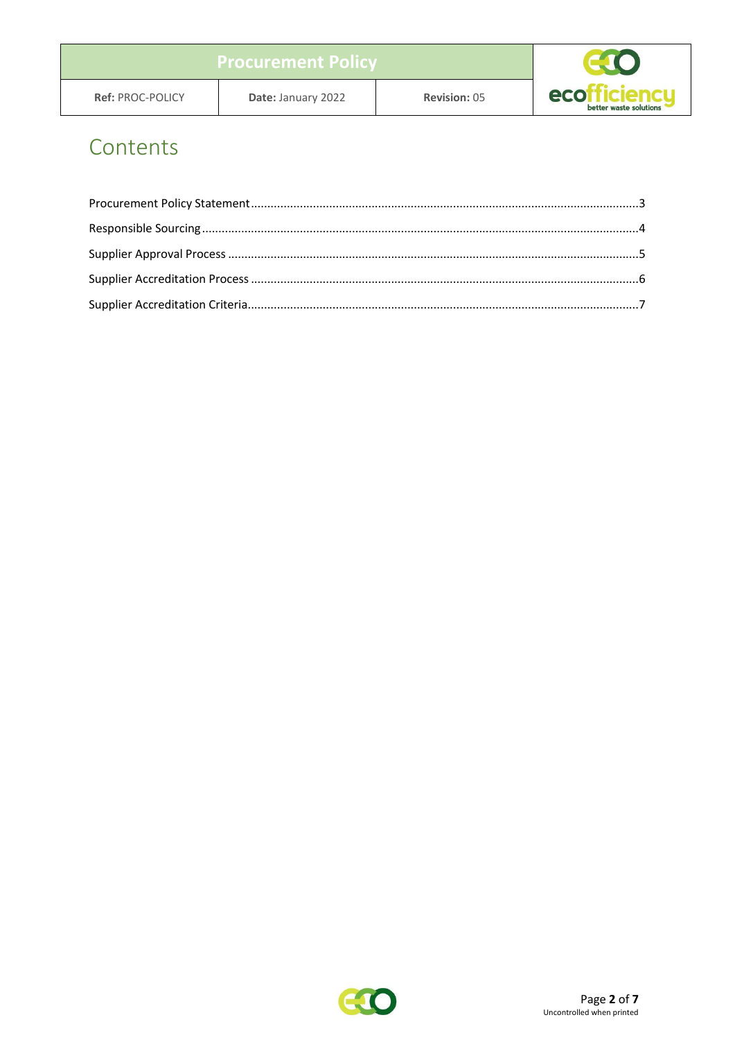# Contents

| | |
|---|---|
| Procurement Policy Statement | 3 |
| Responsible Sourcing | 4 |
| Supplier Approval Process | 5 |
| Supplier Accreditation Process | 6 |
| Supplier Accreditation Criteria | 7 |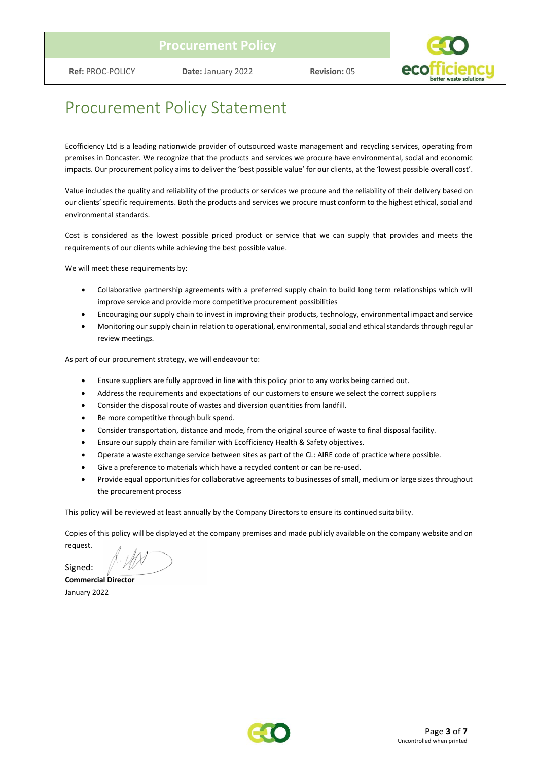# Procurement Policy Statement

Ecofficiency Ltd is a leading nationwide provider of outsourced waste management and recycling services, operating from premises in Doncaster. We recognize that the products and services we procure have environmental, social and economic impacts. Our procurement policy aims to deliver the 'best possible value' for our clients, at the 'lowest possible overall cost'.

Value includes the quality and reliability of the products or services we procure and the reliability of their delivery based on our clients' specific requirements. Both the products and services we procure must conform to the highest ethical, social and environmental standards.

Cost is considered as the lowest possible priced product or service that we can supply that provides and meets the requirements of our clients while achieving the best possible value.

We will meet these requirements by:

- Collaborative partnership agreements with a preferred supply chain to build long term relationships which will improve service and provide more competitive procurement possibilities
- Encouraging our supply chain to invest in improving their products, technology, environmental impact and service
- Monitoring our supply chain in relation to operational, environmental, social and ethical standards through regular review meetings.

As part of our procurement strategy, we will endeavour to:

- Ensure suppliers are fully approved in line with this policy prior to any works being carried out.
- Address the requirements and expectations of our customers to ensure we select the correct suppliers
- Consider the disposal route of wastes and diversion quantities from landfill.
- Be more competitive through bulk spend.
- Consider transportation, distance and mode, from the original source of waste to final disposal facility.
- Ensure our supply chain are familiar with Ecofficiency Health & Safety objectives.
- Operate a waste exchange service between sites as part of the CL: AIRE code of practice where possible.
- Give a preference to materials which have a recycled content or can be re-used.
- Provide equal opportunities for collaborative agreements to businesses of small, medium or large sizes throughout the procurement process

This policy will be reviewed at least annually by the Company Directors to ensure its continued suitability.

Copies of this policy will be displayed at the company premises and made publicly available on the company website and on request.

Signed:

**Commercial Director**

January 2022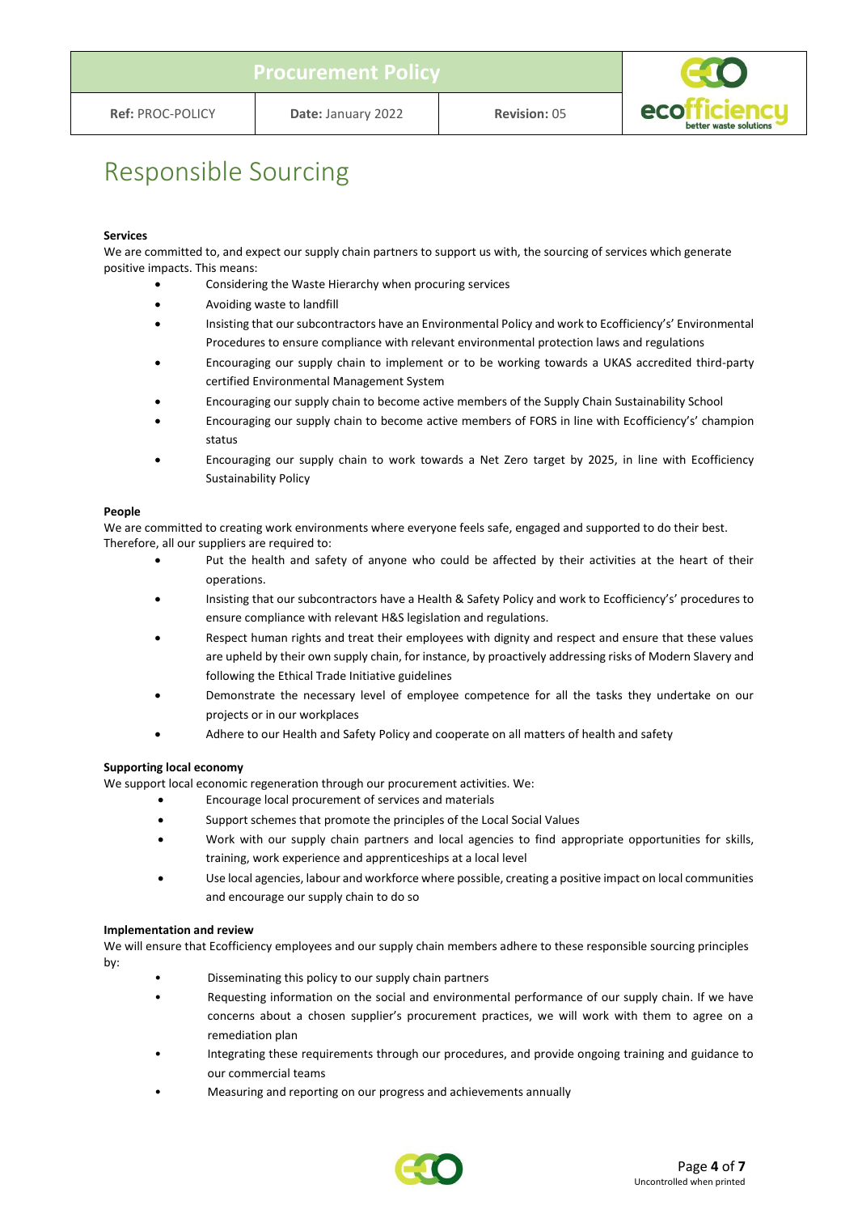# Responsible Sourcing

**Services**

We are committed to, and expect our supply chain partners to support us with, the sourcing of services which generate positive impacts. This means:

- Considering the Waste Hierarchy when procuring services
- Avoiding waste to landfill
- Insisting that our subcontractors have an Environmental Policy and work to Ecofficiency's' Environmental Procedures to ensure compliance with relevant environmental protection laws and regulations
- Encouraging our supply chain to implement or to be working towards a UKAS accredited third-party certified Environmental Management System
- Encouraging our supply chain to become active members of the Supply Chain Sustainability School
- Encouraging our supply chain to become active members of FORS in line with Ecofficiency's' champion status
- Encouraging our supply chain to work towards a Net Zero target by 2025, in line with Ecofficiency Sustainability Policy

**People**

We are committed to creating work environments where everyone feels safe, engaged and supported to do their best. Therefore, all our suppliers are required to:

- Put the health and safety of anyone who could be affected by their activities at the heart of their operations.
- Insisting that our subcontractors have a Health & Safety Policy and work to Ecofficiency's' procedures to ensure compliance with relevant H&S legislation and regulations.
- Respect human rights and treat their employees with dignity and respect and ensure that these values are upheld by their own supply chain, for instance, by proactively addressing risks of Modern Slavery and following the Ethical Trade Initiative guidelines
- Demonstrate the necessary level of employee competence for all the tasks they undertake on our projects or in our workplaces
- Adhere to our Health and Safety Policy and cooperate on all matters of health and safety

**Supporting local economy**

We support local economic regeneration through our procurement activities. We:

- Encourage local procurement of services and materials
- Support schemes that promote the principles of the Local Social Values
- Work with our supply chain partners and local agencies to find appropriate opportunities for skills, training, work experience and apprenticeships at a local level
- Use local agencies, labour and workforce where possible, creating a positive impact on local communities and encourage our supply chain to do so

**Implementation and review**

We will ensure that Ecofficiency employees and our supply chain members adhere to these responsible sourcing principles by:

- Disseminating this policy to our supply chain partners
- Requesting information on the social and environmental performance of our supply chain. If we have concerns about a chosen supplier's procurement practices, we will work with them to agree on a remediation plan
- Integrating these requirements through our procedures, and provide ongoing training and guidance to our commercial teams
- Measuring and reporting on our progress and achievements annually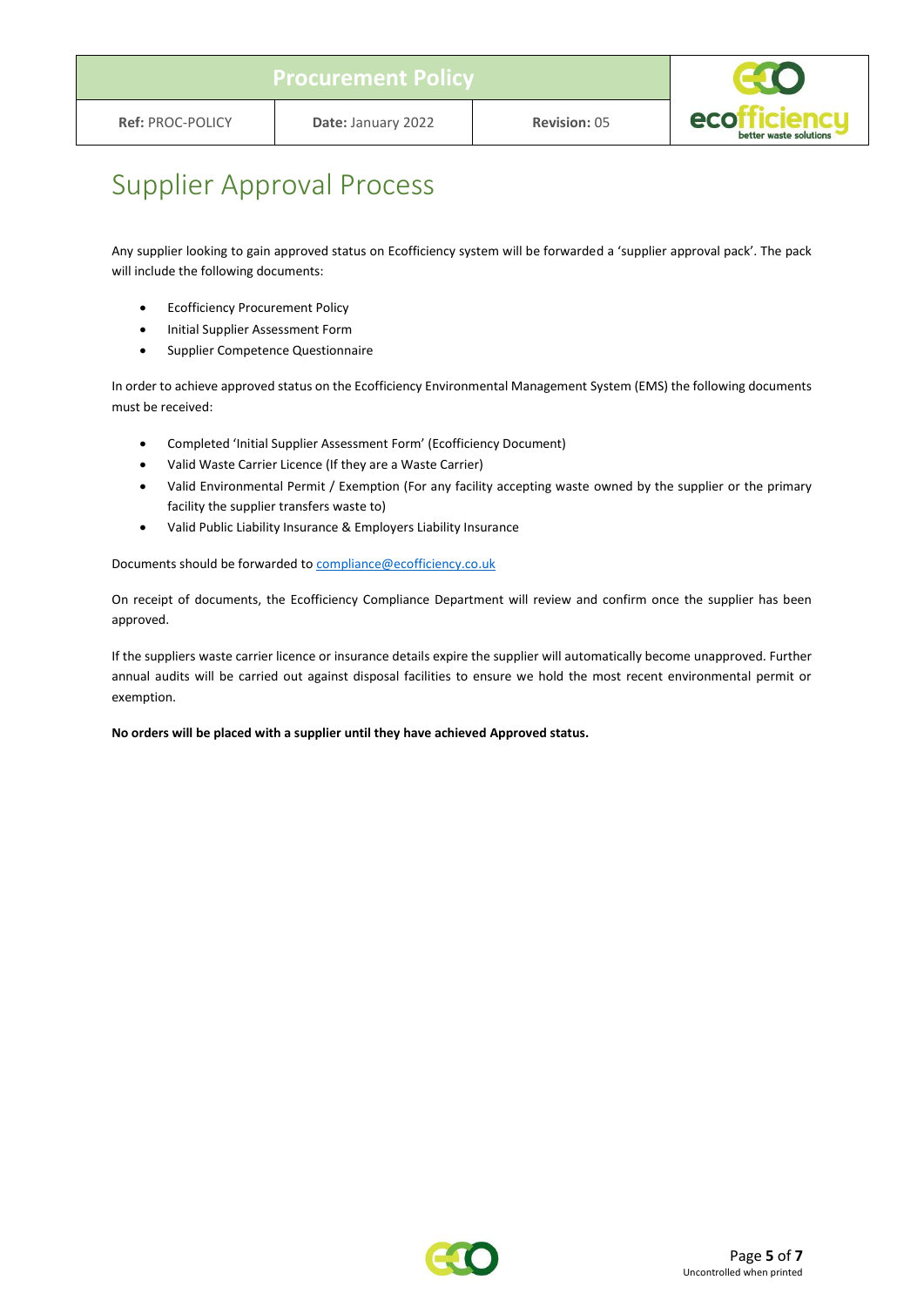# Supplier Approval Process

Any supplier looking to gain approved status on Ecofficiency system will be forwarded a 'supplier approval pack'. The pack will include the following documents:

- Ecofficiency Procurement Policy
- Initial Supplier Assessment Form
- Supplier Competence Questionnaire

In order to achieve approved status on the Ecofficiency Environmental Management System (EMS) the following documents must be received:

- Completed 'Initial Supplier Assessment Form' (Ecofficiency Document)
- Valid Waste Carrier Licence (If they are a Waste Carrier)
- Valid Environmental Permit / Exemption (For any facility accepting waste owned by the supplier or the primary facility the supplier transfers waste to)
- Valid Public Liability Insurance & Employers Liability Insurance

Documents should be forwarded to compliance@ecofficiency.co.uk

On receipt of documents, the Ecofficiency Compliance Department will review and confirm once the supplier has been approved.

If the suppliers waste carrier licence or insurance details expire the supplier will automatically become unapproved. Further annual audits will be carried out against disposal facilities to ensure we hold the most recent environmental permit or exemption.

**No orders will be placed with a supplier until they have achieved Approved status.**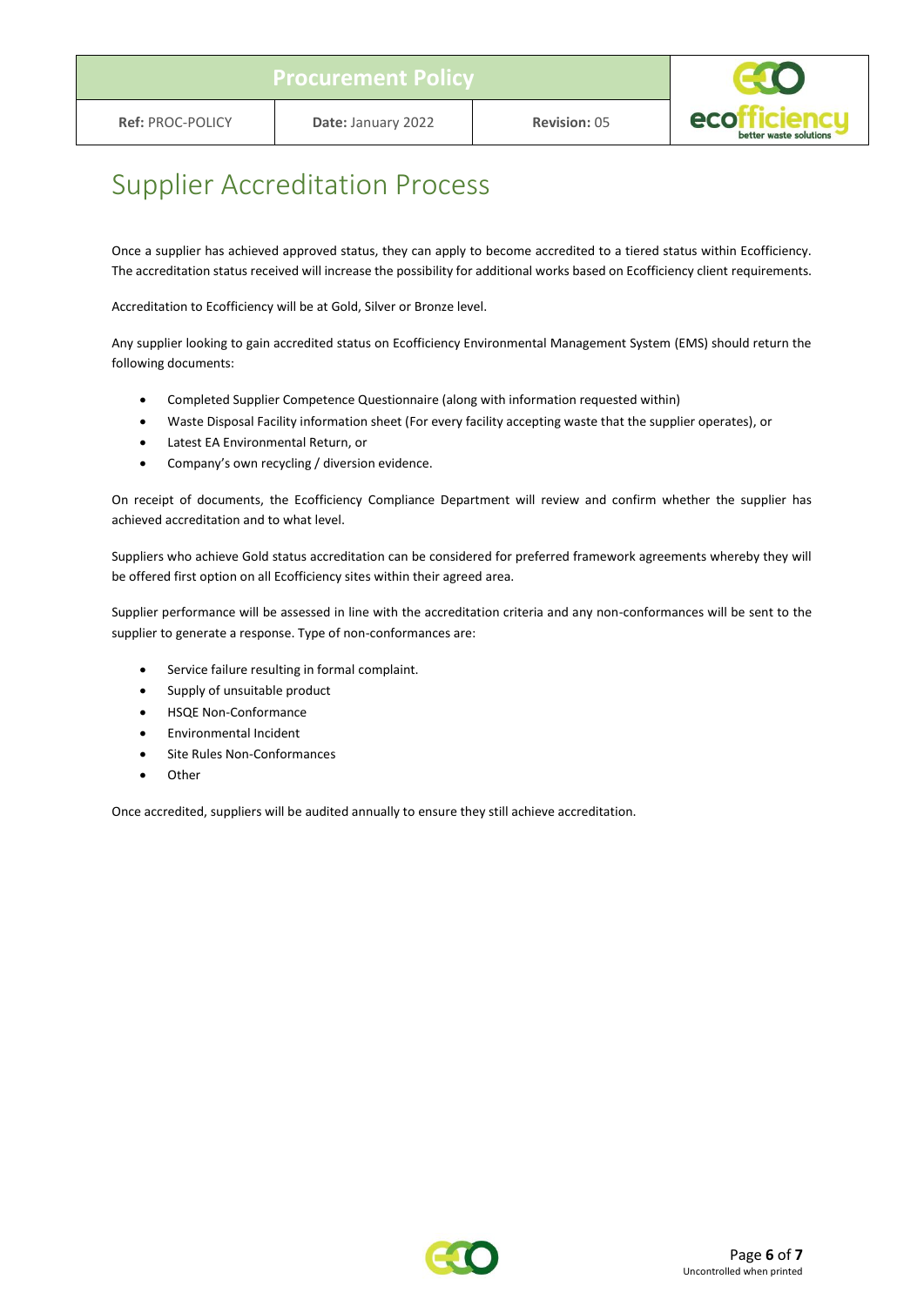# Supplier Accreditation Process

Once a supplier has achieved approved status, they can apply to become accredited to a tiered status within Ecofficiency. The accreditation status received will increase the possibility for additional works based on Ecofficiency client requirements.

Accreditation to Ecofficiency will be at Gold, Silver or Bronze level.

Any supplier looking to gain accredited status on Ecofficiency Environmental Management System (EMS) should return the following documents:

- Completed Supplier Competence Questionnaire (along with information requested within)
- Waste Disposal Facility information sheet (For every facility accepting waste that the supplier operates), or
- Latest EA Environmental Return, or
- Company's own recycling / diversion evidence.

On receipt of documents, the Ecofficiency Compliance Department will review and confirm whether the supplier has achieved accreditation and to what level.

Suppliers who achieve Gold status accreditation can be considered for preferred framework agreements whereby they will be offered first option on all Ecofficiency sites within their agreed area.

Supplier performance will be assessed in line with the accreditation criteria and any non-conformances will be sent to the supplier to generate a response. Type of non-conformances are:

- Service failure resulting in formal complaint.
- Supply of unsuitable product
- HSQE Non-Conformance
- Environmental Incident
- Site Rules Non-Conformances
- Other

Once accredited, suppliers will be audited annually to ensure they still achieve accreditation.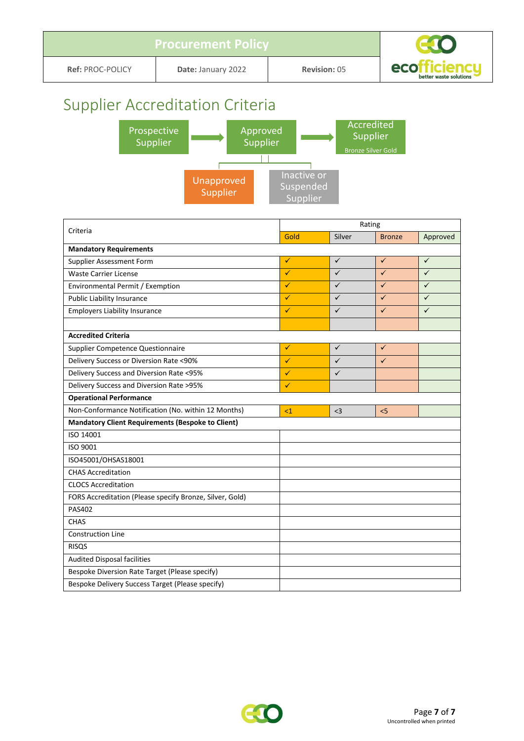# Supplier Accreditation Criteria

Prospective Supplier → Approved Supplier → Accredited Supplier (Bronze Silver Gold)

Unapproved Supplier

Inactive or Suspended Supplier

| Criteria | Rating | | | |
|---|---|---|---|---|
| | Gold | Silver | Bronze | Approved |
| **Mandatory Requirements** | | | | |
| Supplier Assessment Form | ✓ | ✓ | ✓ | ✓ |
| Waste Carrier License | ✓ | ✓ | ✓ | ✓ |
| Environmental Permit / Exemption | ✓ | ✓ | ✓ | ✓ |
| Public Liability Insurance | ✓ | ✓ | ✓ | ✓ |
| Employers Liability Insurance | ✓ | ✓ | ✓ | ✓ |
| | | | | |
| **Accredited Criteria** | | | | |
| Supplier Competence Questionnaire | ✓ | ✓ | ✓ | |
| Delivery Success or Diversion Rate <90% | ✓ | ✓ | ✓ | |
| Delivery Success and Diversion Rate <95% | ✓ | ✓ | | |
| Delivery Success and Diversion Rate >95% | ✓ | | | |
| **Operational Performance** | | | | |
| Non-Conformance Notification (No. within 12 Months) | <1 | <3 | <5 | |
| **Mandatory Client Requirements (Bespoke to Client)** | | | | |
| ISO 14001 | | | | |
| ISO 9001 | | | | |
| ISO45001/OHSAS18001 | | | | |
| CHAS Accreditation | | | | |
| CLOCS Accreditation | | | | |
| FORS Accreditation (Please specify Bronze, Silver, Gold) | | | | |
| PAS402 | | | | |
| CHAS | | | | |
| Construction Line | | | | |
| RISQS | | | | |
| Audited Disposal facilities | | | | |
| Bespoke Diversion Rate Target (Please specify) | | | | |
| Bespoke Delivery Success Target (Please specify) | | | | |